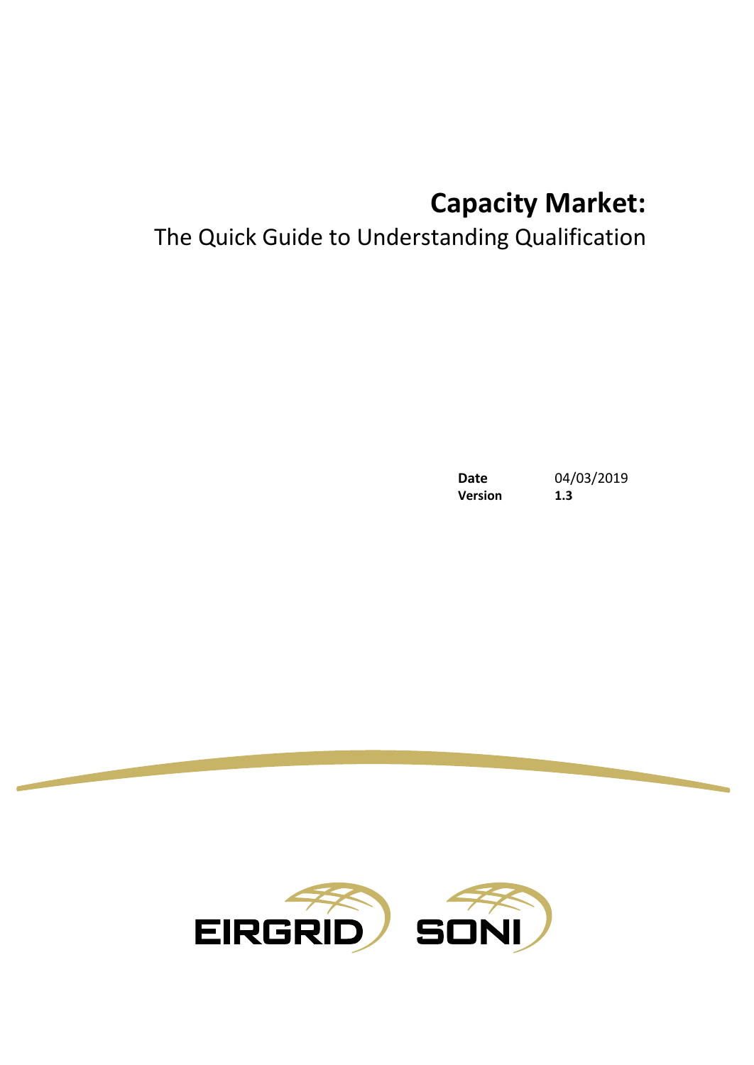# Capacity Market:

## The Quick Guide to Understanding Qualification

| | |
|---|---|
| **Date** | 04/03/2019 |
| **Version** | **1.3** |

EIRGRID SONI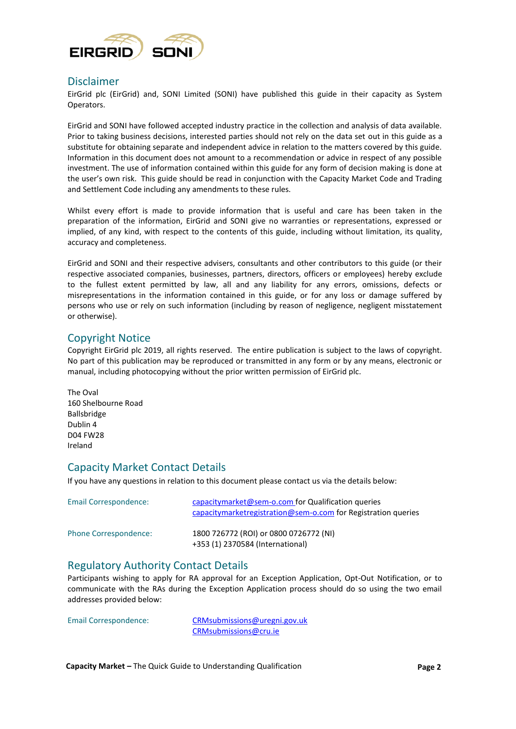## Disclaimer

EirGrid plc (EirGrid) and, SONI Limited (SONI) have published this guide in their capacity as System Operators.

EirGrid and SONI have followed accepted industry practice in the collection and analysis of data available. Prior to taking business decisions, interested parties should not rely on the data set out in this guide as a substitute for obtaining separate and independent advice in relation to the matters covered by this guide. Information in this document does not amount to a recommendation or advice in respect of any possible investment. The use of information contained within this guide for any form of decision making is done at the user's own risk. This guide should be read in conjunction with the Capacity Market Code and Trading and Settlement Code including any amendments to these rules.

Whilst every effort is made to provide information that is useful and care has been taken in the preparation of the information, EirGrid and SONI give no warranties or representations, expressed or implied, of any kind, with respect to the contents of this guide, including without limitation, its quality, accuracy and completeness.

EirGrid and SONI and their respective advisers, consultants and other contributors to this guide (or their respective associated companies, businesses, partners, directors, officers or employees) hereby exclude to the fullest extent permitted by law, all and any liability for any errors, omissions, defects or misrepresentations in the information contained in this guide, or for any loss or damage suffered by persons who use or rely on such information (including by reason of negligence, negligent misstatement or otherwise).

## Copyright Notice

Copyright EirGrid plc 2019, all rights reserved. The entire publication is subject to the laws of copyright. No part of this publication may be reproduced or transmitted in any form or by any means, electronic or manual, including photocopying without the prior written permission of EirGrid plc.

The Oval
160 Shelbourne Road
Ballsbridge
Dublin 4
D04 FW28
Ireland

## Capacity Market Contact Details

If you have any questions in relation to this document please contact us via the details below:

| | |
|---|---|
| Email Correspondence: | capacitymarket@sem-o.com for Qualification queries<br>capacitymarketregistration@sem-o.com for Registration queries |
| Phone Correspondence: | 1800 726772 (ROI) or 0800 0726772 (NI)<br>+353 (1) 2370584 (International) |

## Regulatory Authority Contact Details

Participants wishing to apply for RA approval for an Exception Application, Opt-Out Notification, or to communicate with the RAs during the Exception Application process should do so using the two email addresses provided below:

| | |
|---|---|
| Email Correspondence: | CRMsubmissions@uregni.gov.uk<br>CRMsubmissions@cru.ie |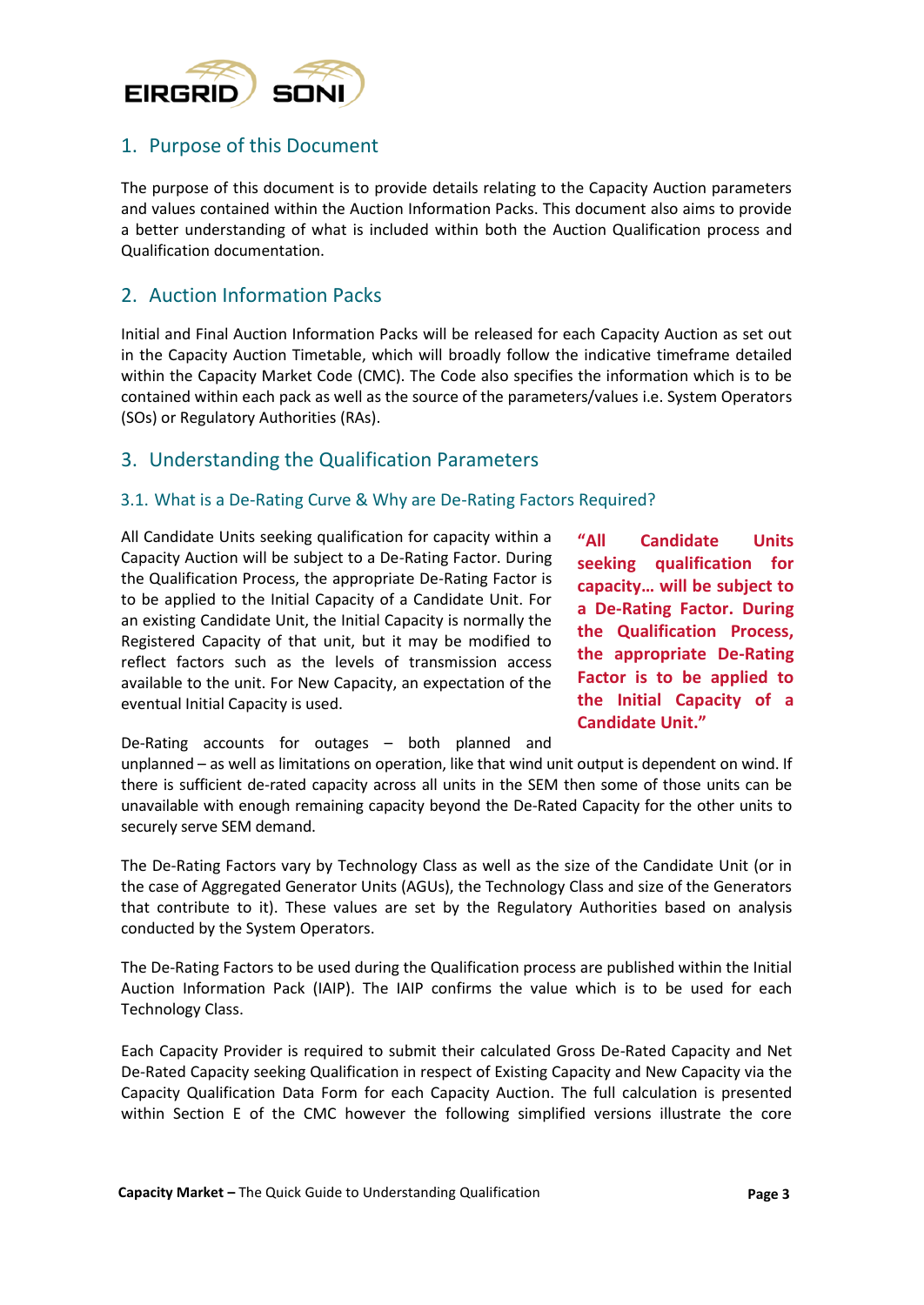## 1. Purpose of this Document

The purpose of this document is to provide details relating to the Capacity Auction parameters and values contained within the Auction Information Packs. This document also aims to provide a better understanding of what is included within both the Auction Qualification process and Qualification documentation.

## 2. Auction Information Packs

Initial and Final Auction Information Packs will be released for each Capacity Auction as set out in the Capacity Auction Timetable, which will broadly follow the indicative timeframe detailed within the Capacity Market Code (CMC). The Code also specifies the information which is to be contained within each pack as well as the source of the parameters/values i.e. System Operators (SOs) or Regulatory Authorities (RAs).

## 3. Understanding the Qualification Parameters

### 3.1. What is a De-Rating Curve & Why are De-Rating Factors Required?

All Candidate Units seeking qualification for capacity within a Capacity Auction will be subject to a De-Rating Factor. During the Qualification Process, the appropriate De-Rating Factor is to be applied to the Initial Capacity of a Candidate Unit. For an existing Candidate Unit, the Initial Capacity is normally the Registered Capacity of that unit, but it may be modified to reflect factors such as the levels of transmission access available to the unit. For New Capacity, an expectation of the eventual Initial Capacity is used.

**"All Candidate Units seeking qualification for capacity… will be subject to a De-Rating Factor. During the Qualification Process, the appropriate De-Rating Factor is to be applied to the Initial Capacity of a Candidate Unit."**

De-Rating accounts for outages – both planned and unplanned – as well as limitations on operation, like that wind unit output is dependent on wind. If there is sufficient de-rated capacity across all units in the SEM then some of those units can be unavailable with enough remaining capacity beyond the De-Rated Capacity for the other units to securely serve SEM demand.

The De-Rating Factors vary by Technology Class as well as the size of the Candidate Unit (or in the case of Aggregated Generator Units (AGUs), the Technology Class and size of the Generators that contribute to it). These values are set by the Regulatory Authorities based on analysis conducted by the System Operators.

The De-Rating Factors to be used during the Qualification process are published within the Initial Auction Information Pack (IAIP). The IAIP confirms the value which is to be used for each Technology Class.

Each Capacity Provider is required to submit their calculated Gross De-Rated Capacity and Net De-Rated Capacity seeking Qualification in respect of Existing Capacity and New Capacity via the Capacity Qualification Data Form for each Capacity Auction. The full calculation is presented within Section E of the CMC however the following simplified versions illustrate the core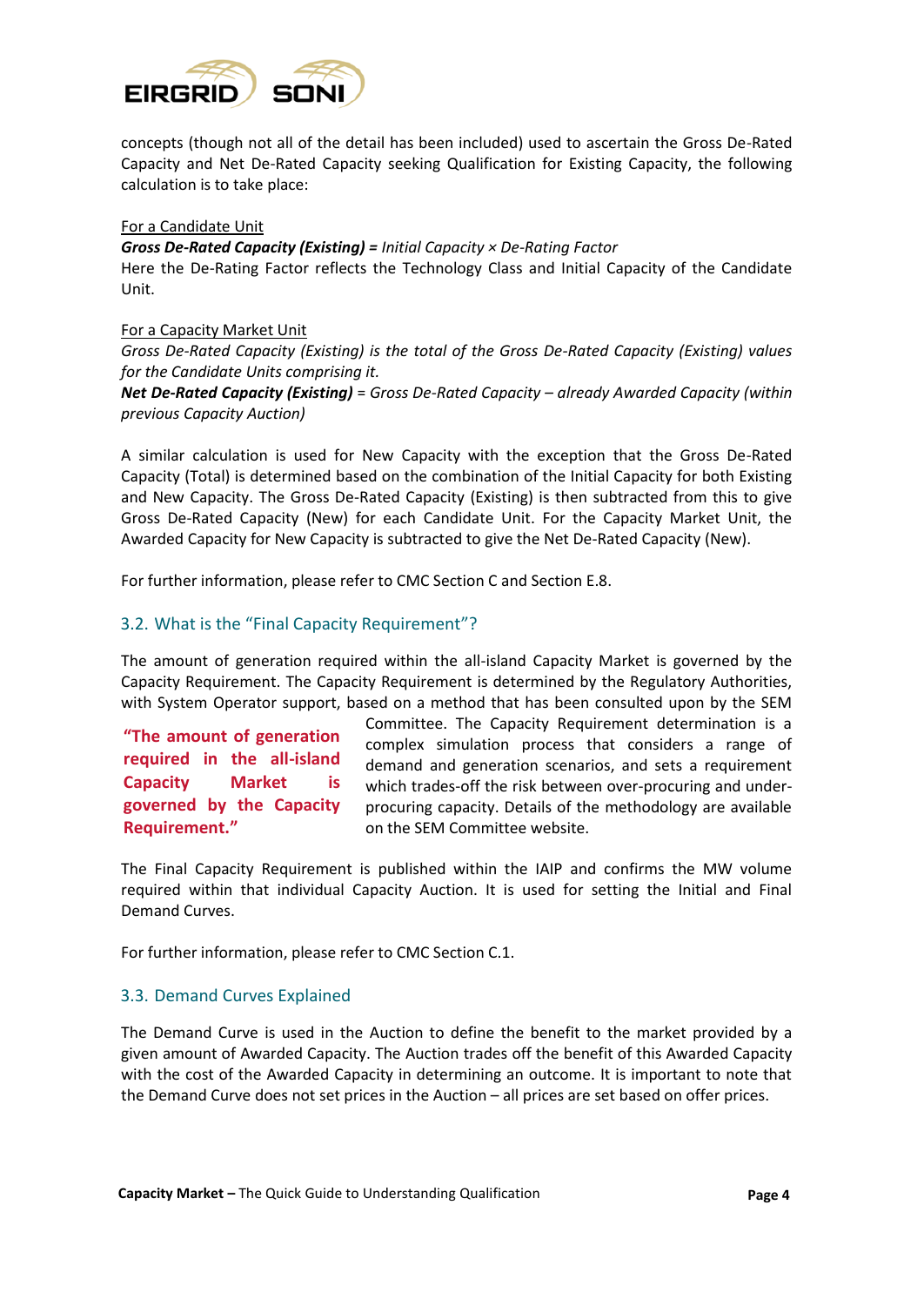concepts (though not all of the detail has been included) used to ascertain the Gross De-Rated Capacity and Net De-Rated Capacity seeking Qualification for Existing Capacity, the following calculation is to take place:

<u>For a Candidate Unit</u>

***Gross De-Rated Capacity (Existing) =*** *Initial Capacity × De-Rating Factor*

Here the De-Rating Factor reflects the Technology Class and Initial Capacity of the Candidate Unit.

<u>For a Capacity Market Unit</u>

*Gross De-Rated Capacity (Existing) is the total of the Gross De-Rated Capacity (Existing) values for the Candidate Units comprising it.*

***Net De-Rated Capacity (Existing)*** = *Gross De-Rated Capacity – already Awarded Capacity (within previous Capacity Auction)*

A similar calculation is used for New Capacity with the exception that the Gross De-Rated Capacity (Total) is determined based on the combination of the Initial Capacity for both Existing and New Capacity. The Gross De-Rated Capacity (Existing) is then subtracted from this to give Gross De-Rated Capacity (New) for each Candidate Unit. For the Capacity Market Unit, the Awarded Capacity for New Capacity is subtracted to give the Net De-Rated Capacity (New).

For further information, please refer to CMC Section C and Section E.8.

## 3.2. What is the "Final Capacity Requirement"?

The amount of generation required within the all-island Capacity Market is governed by the Capacity Requirement. The Capacity Requirement is determined by the Regulatory Authorities, with System Operator support, based on a method that has been consulted upon by the SEM Committee. The Capacity Requirement determination is a complex simulation process that considers a range of demand and generation scenarios, and sets a requirement which trades-off the risk between over-procuring and under-procuring capacity. Details of the methodology are available on the SEM Committee website.

**"The amount of generation required in the all-island Capacity Market is governed by the Capacity Requirement."**

The Final Capacity Requirement is published within the IAIP and confirms the MW volume required within that individual Capacity Auction. It is used for setting the Initial and Final Demand Curves.

For further information, please refer to CMC Section C.1.

## 3.3. Demand Curves Explained

The Demand Curve is used in the Auction to define the benefit to the market provided by a given amount of Awarded Capacity. The Auction trades off the benefit of this Awarded Capacity with the cost of the Awarded Capacity in determining an outcome. It is important to note that the Demand Curve does not set prices in the Auction – all prices are set based on offer prices.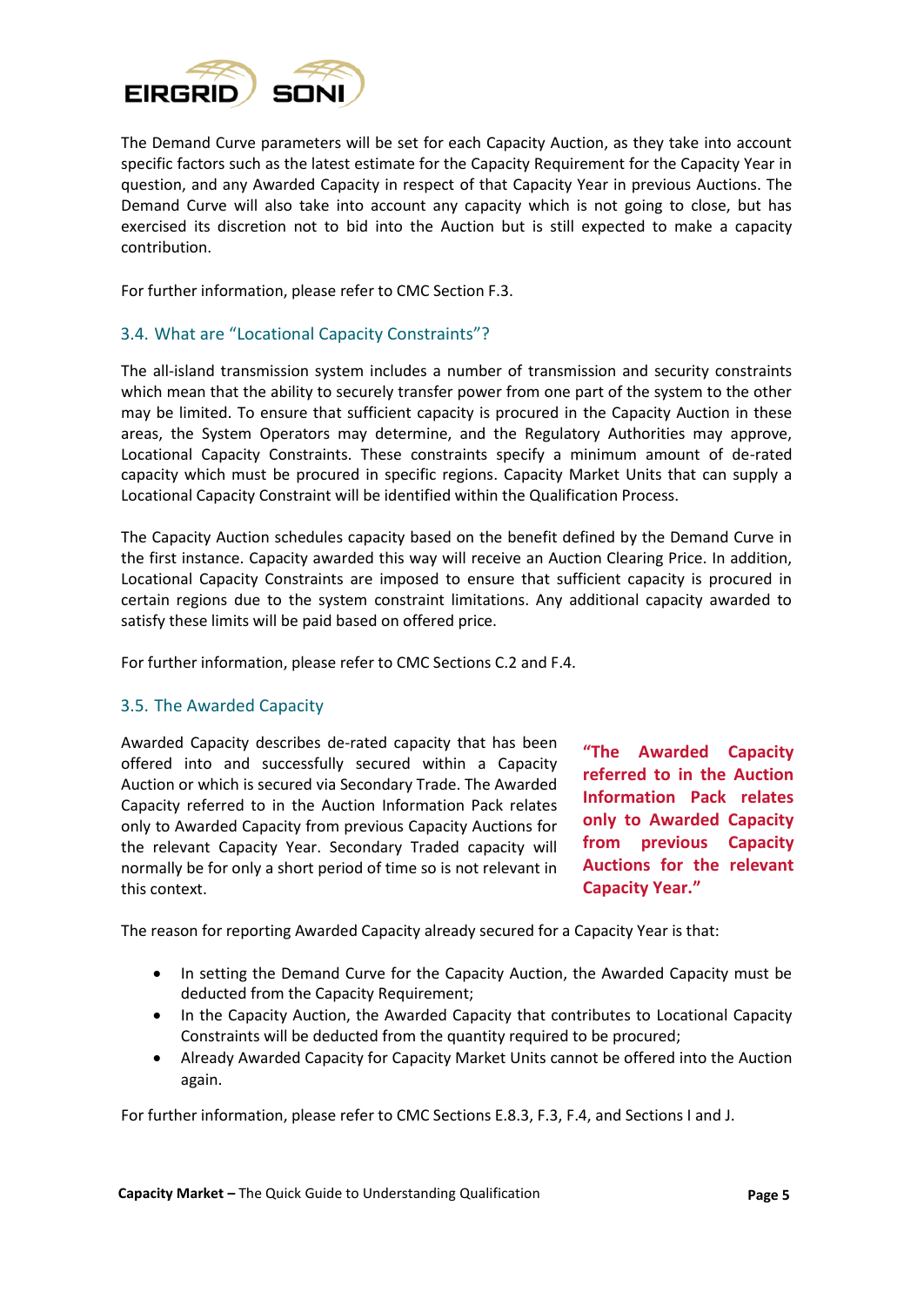The Demand Curve parameters will be set for each Capacity Auction, as they take into account specific factors such as the latest estimate for the Capacity Requirement for the Capacity Year in question, and any Awarded Capacity in respect of that Capacity Year in previous Auctions. The Demand Curve will also take into account any capacity which is not going to close, but has exercised its discretion not to bid into the Auction but is still expected to make a capacity contribution.

For further information, please refer to CMC Section F.3.

### 3.4. What are "Locational Capacity Constraints"?

The all-island transmission system includes a number of transmission and security constraints which mean that the ability to securely transfer power from one part of the system to the other may be limited. To ensure that sufficient capacity is procured in the Capacity Auction in these areas, the System Operators may determine, and the Regulatory Authorities may approve, Locational Capacity Constraints. These constraints specify a minimum amount of de-rated capacity which must be procured in specific regions. Capacity Market Units that can supply a Locational Capacity Constraint will be identified within the Qualification Process.

The Capacity Auction schedules capacity based on the benefit defined by the Demand Curve in the first instance. Capacity awarded this way will receive an Auction Clearing Price. In addition, Locational Capacity Constraints are imposed to ensure that sufficient capacity is procured in certain regions due to the system constraint limitations. Any additional capacity awarded to satisfy these limits will be paid based on offered price.

For further information, please refer to CMC Sections C.2 and F.4.

### 3.5. The Awarded Capacity

Awarded Capacity describes de-rated capacity that has been offered into and successfully secured within a Capacity Auction or which is secured via Secondary Trade. The Awarded Capacity referred to in the Auction Information Pack relates only to Awarded Capacity from previous Capacity Auctions for the relevant Capacity Year. Secondary Traded capacity will normally be for only a short period of time so is not relevant in this context.

**"The Awarded Capacity referred to in the Auction Information Pack relates only to Awarded Capacity from previous Capacity Auctions for the relevant Capacity Year."**

The reason for reporting Awarded Capacity already secured for a Capacity Year is that:

- In setting the Demand Curve for the Capacity Auction, the Awarded Capacity must be deducted from the Capacity Requirement;
- In the Capacity Auction, the Awarded Capacity that contributes to Locational Capacity Constraints will be deducted from the quantity required to be procured;
- Already Awarded Capacity for Capacity Market Units cannot be offered into the Auction again.

For further information, please refer to CMC Sections E.8.3, F.3, F.4, and Sections I and J.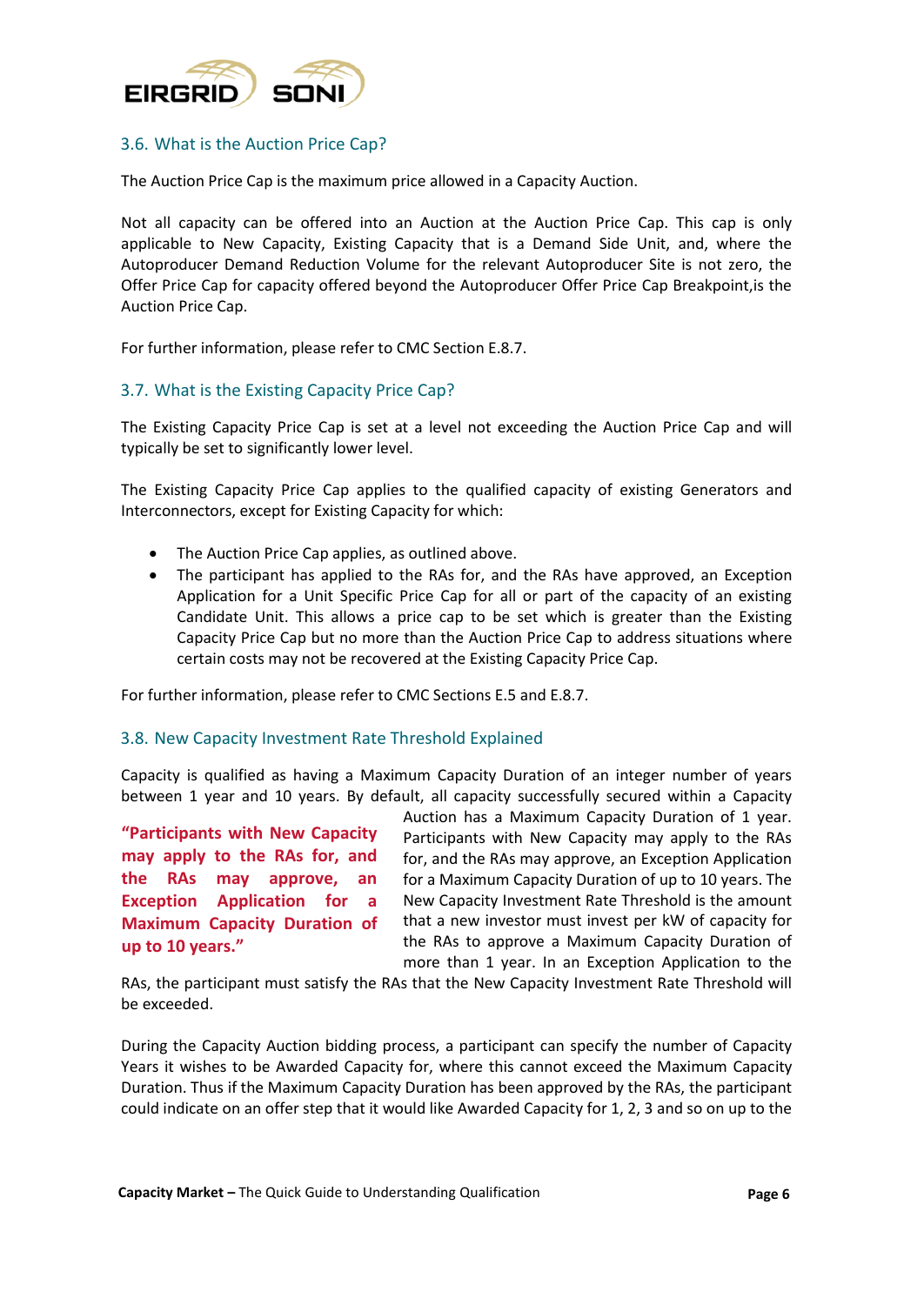### 3.6. What is the Auction Price Cap?

The Auction Price Cap is the maximum price allowed in a Capacity Auction.

Not all capacity can be offered into an Auction at the Auction Price Cap. This cap is only applicable to New Capacity, Existing Capacity that is a Demand Side Unit, and, where the Autoproducer Demand Reduction Volume for the relevant Autoproducer Site is not zero, the Offer Price Cap for capacity offered beyond the Autoproducer Offer Price Cap Breakpoint,is the Auction Price Cap.

For further information, please refer to CMC Section E.8.7.

### 3.7. What is the Existing Capacity Price Cap?

The Existing Capacity Price Cap is set at a level not exceeding the Auction Price Cap and will typically be set to significantly lower level.

The Existing Capacity Price Cap applies to the qualified capacity of existing Generators and Interconnectors, except for Existing Capacity for which:

- The Auction Price Cap applies, as outlined above.
- The participant has applied to the RAs for, and the RAs have approved, an Exception Application for a Unit Specific Price Cap for all or part of the capacity of an existing Candidate Unit. This allows a price cap to be set which is greater than the Existing Capacity Price Cap but no more than the Auction Price Cap to address situations where certain costs may not be recovered at the Existing Capacity Price Cap.

For further information, please refer to CMC Sections E.5 and E.8.7.

### 3.8. New Capacity Investment Rate Threshold Explained

Capacity is qualified as having a Maximum Capacity Duration of an integer number of years between 1 year and 10 years. By default, all capacity successfully secured within a Capacity Auction has a Maximum Capacity Duration of 1 year. Participants with New Capacity may apply to the RAs for, and the RAs may approve, an Exception Application for a Maximum Capacity Duration of up to 10 years. The New Capacity Investment Rate Threshold is the amount that a new investor must invest per kW of capacity for the RAs to approve a Maximum Capacity Duration of more than 1 year. In an Exception Application to the RAs, the participant must satisfy the RAs that the New Capacity Investment Rate Threshold will be exceeded.

**"Participants with New Capacity may apply to the RAs for, and the RAs may approve, an Exception Application for a Maximum Capacity Duration of up to 10 years."**

During the Capacity Auction bidding process, a participant can specify the number of Capacity Years it wishes to be Awarded Capacity for, where this cannot exceed the Maximum Capacity Duration. Thus if the Maximum Capacity Duration has been approved by the RAs, the participant could indicate on an offer step that it would like Awarded Capacity for 1, 2, 3 and so on up to the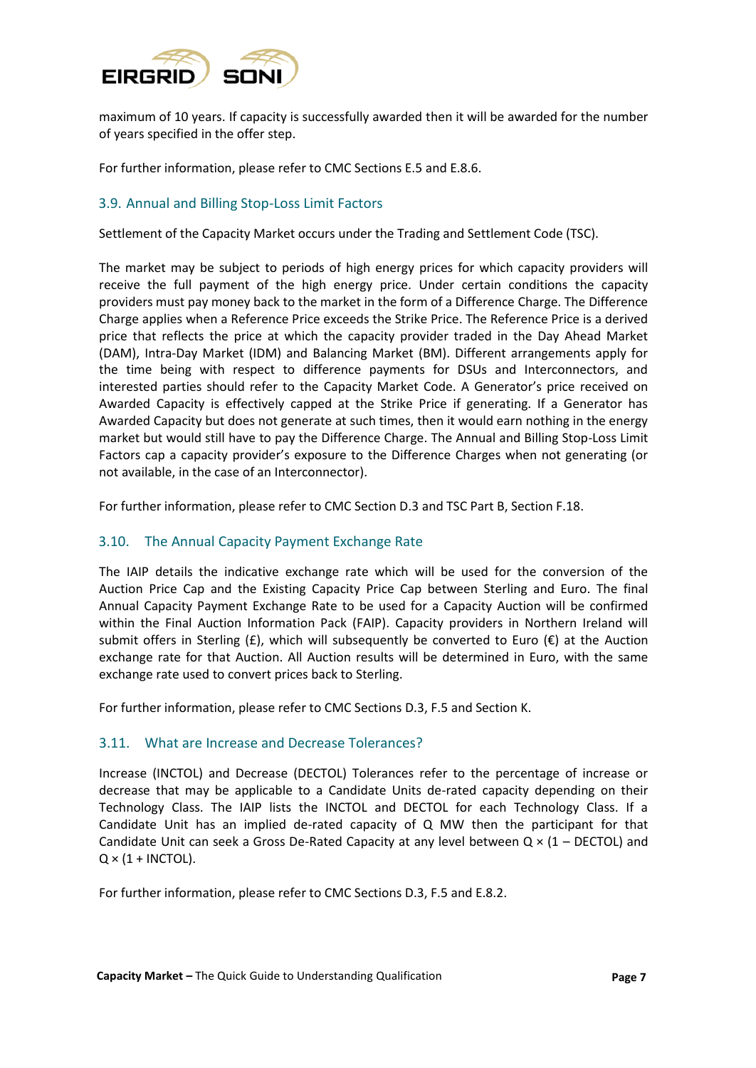maximum of 10 years. If capacity is successfully awarded then it will be awarded for the number of years specified in the offer step.

For further information, please refer to CMC Sections E.5 and E.8.6.

## 3.9. Annual and Billing Stop-Loss Limit Factors

Settlement of the Capacity Market occurs under the Trading and Settlement Code (TSC).

The market may be subject to periods of high energy prices for which capacity providers will receive the full payment of the high energy price. Under certain conditions the capacity providers must pay money back to the market in the form of a Difference Charge. The Difference Charge applies when a Reference Price exceeds the Strike Price. The Reference Price is a derived price that reflects the price at which the capacity provider traded in the Day Ahead Market (DAM), Intra-Day Market (IDM) and Balancing Market (BM). Different arrangements apply for the time being with respect to difference payments for DSUs and Interconnectors, and interested parties should refer to the Capacity Market Code. A Generator's price received on Awarded Capacity is effectively capped at the Strike Price if generating. If a Generator has Awarded Capacity but does not generate at such times, then it would earn nothing in the energy market but would still have to pay the Difference Charge. The Annual and Billing Stop-Loss Limit Factors cap a capacity provider's exposure to the Difference Charges when not generating (or not available, in the case of an Interconnector).

For further information, please refer to CMC Section D.3 and TSC Part B, Section F.18.

## 3.10. The Annual Capacity Payment Exchange Rate

The IAIP details the indicative exchange rate which will be used for the conversion of the Auction Price Cap and the Existing Capacity Price Cap between Sterling and Euro. The final Annual Capacity Payment Exchange Rate to be used for a Capacity Auction will be confirmed within the Final Auction Information Pack (FAIP). Capacity providers in Northern Ireland will submit offers in Sterling (£), which will subsequently be converted to Euro (€) at the Auction exchange rate for that Auction. All Auction results will be determined in Euro, with the same exchange rate used to convert prices back to Sterling.

For further information, please refer to CMC Sections D.3, F.5 and Section K.

## 3.11. What are Increase and Decrease Tolerances?

Increase (INCTOL) and Decrease (DECTOL) Tolerances refer to the percentage of increase or decrease that may be applicable to a Candidate Units de-rated capacity depending on their Technology Class. The IAIP lists the INCTOL and DECTOL for each Technology Class. If a Candidate Unit has an implied de-rated capacity of Q MW then the participant for that Candidate Unit can seek a Gross De-Rated Capacity at any level between $Q \times (1 - \text{DECTOL})$ and $Q \times (1 + \text{INCTOL})$.

For further information, please refer to CMC Sections D.3, F.5 and E.8.2.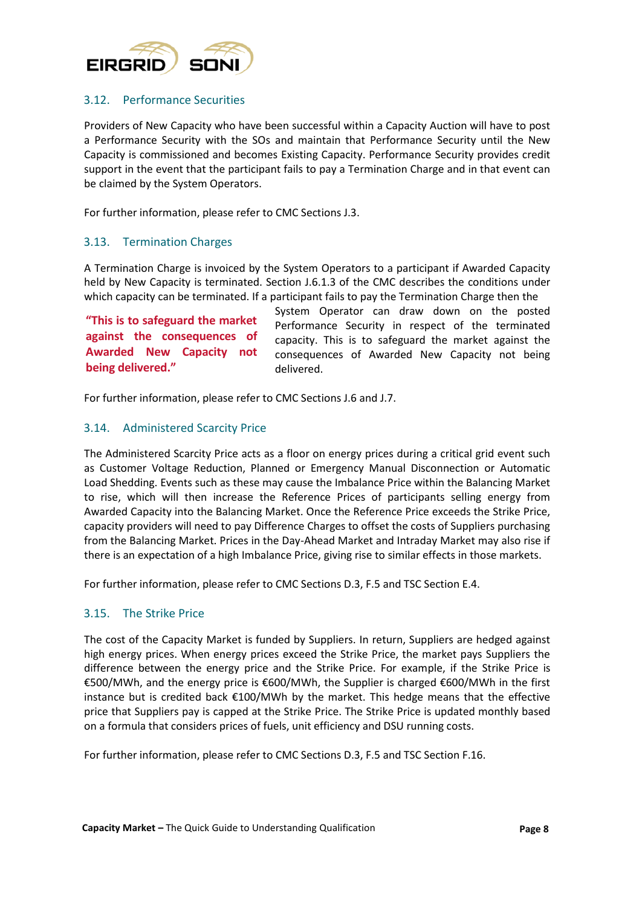## 3.12. Performance Securities

Providers of New Capacity who have been successful within a Capacity Auction will have to post a Performance Security with the SOs and maintain that Performance Security until the New Capacity is commissioned and becomes Existing Capacity. Performance Security provides credit support in the event that the participant fails to pay a Termination Charge and in that event can be claimed by the System Operators.

For further information, please refer to CMC Sections J.3.

## 3.13. Termination Charges

A Termination Charge is invoiced by the System Operators to a participant if Awarded Capacity held by New Capacity is terminated. Section J.6.1.3 of the CMC describes the conditions under which capacity can be terminated. If a participant fails to pay the Termination Charge then the System Operator can draw down on the posted Performance Security in respect of the terminated capacity. This is to safeguard the market against the consequences of Awarded New Capacity not being delivered.

**"This is to safeguard the market against the consequences of Awarded New Capacity not being delivered."**

For further information, please refer to CMC Sections J.6 and J.7.

## 3.14. Administered Scarcity Price

The Administered Scarcity Price acts as a floor on energy prices during a critical grid event such as Customer Voltage Reduction, Planned or Emergency Manual Disconnection or Automatic Load Shedding. Events such as these may cause the Imbalance Price within the Balancing Market to rise, which will then increase the Reference Prices of participants selling energy from Awarded Capacity into the Balancing Market. Once the Reference Price exceeds the Strike Price, capacity providers will need to pay Difference Charges to offset the costs of Suppliers purchasing from the Balancing Market. Prices in the Day-Ahead Market and Intraday Market may also rise if there is an expectation of a high Imbalance Price, giving rise to similar effects in those markets.

For further information, please refer to CMC Sections D.3, F.5 and TSC Section E.4.

## 3.15. The Strike Price

The cost of the Capacity Market is funded by Suppliers. In return, Suppliers are hedged against high energy prices. When energy prices exceed the Strike Price, the market pays Suppliers the difference between the energy price and the Strike Price. For example, if the Strike Price is €500/MWh, and the energy price is €600/MWh, the Supplier is charged €600/MWh in the first instance but is credited back €100/MWh by the market. This hedge means that the effective price that Suppliers pay is capped at the Strike Price. The Strike Price is updated monthly based on a formula that considers prices of fuels, unit efficiency and DSU running costs.

For further information, please refer to CMC Sections D.3, F.5 and TSC Section F.16.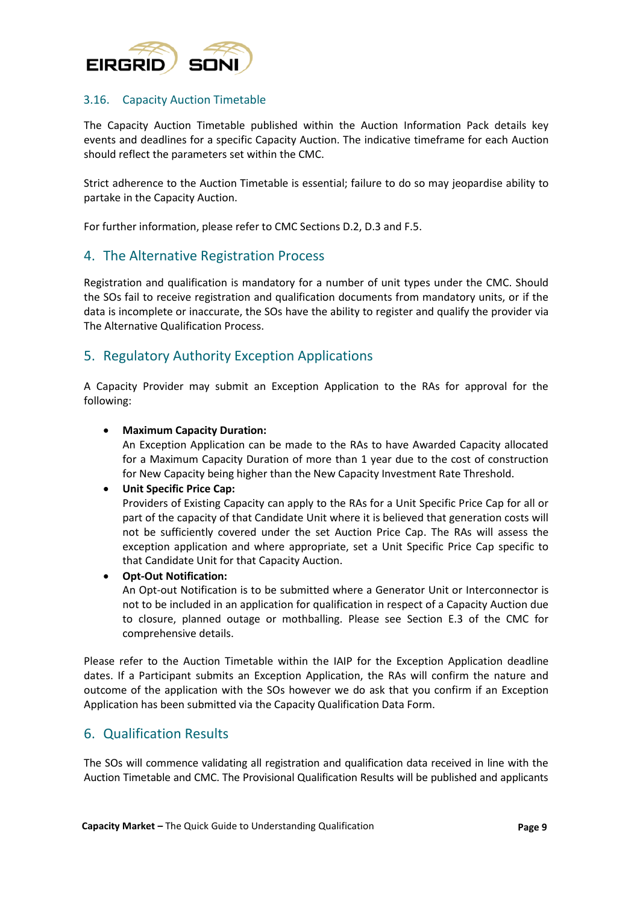### 3.16. Capacity Auction Timetable

The Capacity Auction Timetable published within the Auction Information Pack details key events and deadlines for a specific Capacity Auction. The indicative timeframe for each Auction should reflect the parameters set within the CMC.

Strict adherence to the Auction Timetable is essential; failure to do so may jeopardise ability to partake in the Capacity Auction.

For further information, please refer to CMC Sections D.2, D.3 and F.5.

## 4. The Alternative Registration Process

Registration and qualification is mandatory for a number of unit types under the CMC. Should the SOs fail to receive registration and qualification documents from mandatory units, or if the data is incomplete or inaccurate, the SOs have the ability to register and qualify the provider via The Alternative Qualification Process.

## 5. Regulatory Authority Exception Applications

A Capacity Provider may submit an Exception Application to the RAs for approval for the following:

- **Maximum Capacity Duration:**
  An Exception Application can be made to the RAs to have Awarded Capacity allocated for a Maximum Capacity Duration of more than 1 year due to the cost of construction for New Capacity being higher than the New Capacity Investment Rate Threshold.
- **Unit Specific Price Cap:**
  Providers of Existing Capacity can apply to the RAs for a Unit Specific Price Cap for all or part of the capacity of that Candidate Unit where it is believed that generation costs will not be sufficiently covered under the set Auction Price Cap. The RAs will assess the exception application and where appropriate, set a Unit Specific Price Cap specific to that Candidate Unit for that Capacity Auction.
- **Opt-Out Notification:**
  An Opt-out Notification is to be submitted where a Generator Unit or Interconnector is not to be included in an application for qualification in respect of a Capacity Auction due to closure, planned outage or mothballing. Please see Section E.3 of the CMC for comprehensive details.

Please refer to the Auction Timetable within the IAIP for the Exception Application deadline dates. If a Participant submits an Exception Application, the RAs will confirm the nature and outcome of the application with the SOs however we do ask that you confirm if an Exception Application has been submitted via the Capacity Qualification Data Form.

## 6. Qualification Results

The SOs will commence validating all registration and qualification data received in line with the Auction Timetable and CMC. The Provisional Qualification Results will be published and applicants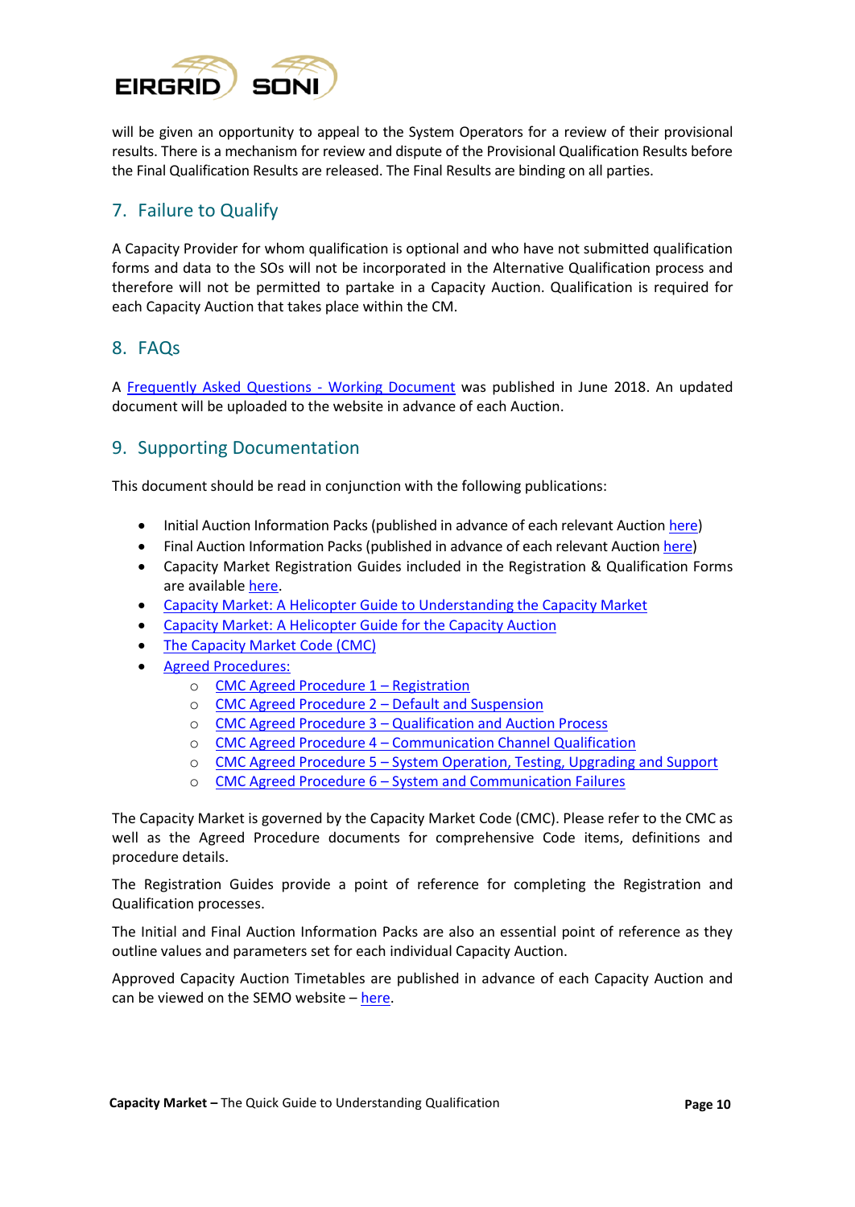will be given an opportunity to appeal to the System Operators for a review of their provisional results. There is a mechanism for review and dispute of the Provisional Qualification Results before the Final Qualification Results are released. The Final Results are binding on all parties.

## 7. Failure to Qualify

A Capacity Provider for whom qualification is optional and who have not submitted qualification forms and data to the SOs will not be incorporated in the Alternative Qualification process and therefore will not be permitted to partake in a Capacity Auction. Qualification is required for each Capacity Auction that takes place within the CM.

## 8. FAQs

A Frequently Asked Questions - Working Document was published in June 2018. An updated document will be uploaded to the website in advance of each Auction.

## 9. Supporting Documentation

This document should be read in conjunction with the following publications:

- Initial Auction Information Packs (published in advance of each relevant Auction here)
- Final Auction Information Packs (published in advance of each relevant Auction here)
- Capacity Market Registration Guides included in the Registration & Qualification Forms are available here.
- Capacity Market: A Helicopter Guide to Understanding the Capacity Market
- Capacity Market: A Helicopter Guide for the Capacity Auction
- The Capacity Market Code (CMC)
- Agreed Procedures:
    - CMC Agreed Procedure 1 – Registration
    - CMC Agreed Procedure 2 – Default and Suspension
    - CMC Agreed Procedure 3 – Qualification and Auction Process
    - CMC Agreed Procedure 4 – Communication Channel Qualification
    - CMC Agreed Procedure 5 – System Operation, Testing, Upgrading and Support
    - CMC Agreed Procedure 6 – System and Communication Failures

The Capacity Market is governed by the Capacity Market Code (CMC). Please refer to the CMC as well as the Agreed Procedure documents for comprehensive Code items, definitions and procedure details.

The Registration Guides provide a point of reference for completing the Registration and Qualification processes.

The Initial and Final Auction Information Packs are also an essential point of reference as they outline values and parameters set for each individual Capacity Auction.

Approved Capacity Auction Timetables are published in advance of each Capacity Auction and can be viewed on the SEMO website – here.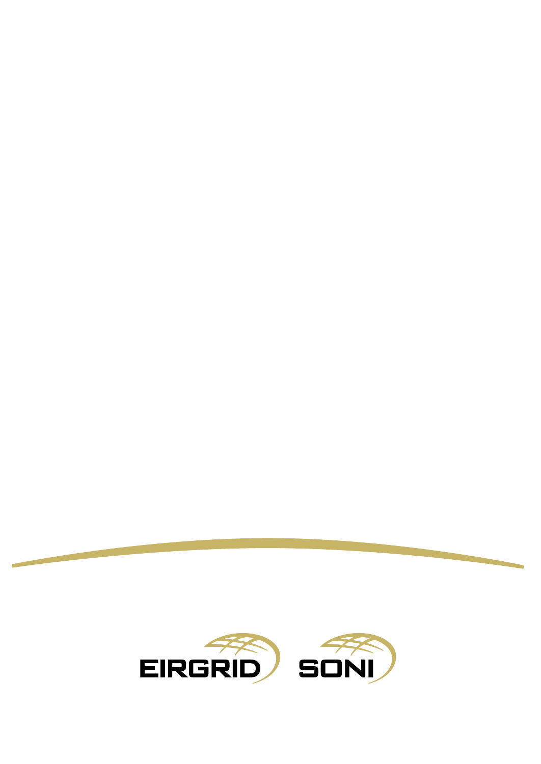EIRGRID SONI